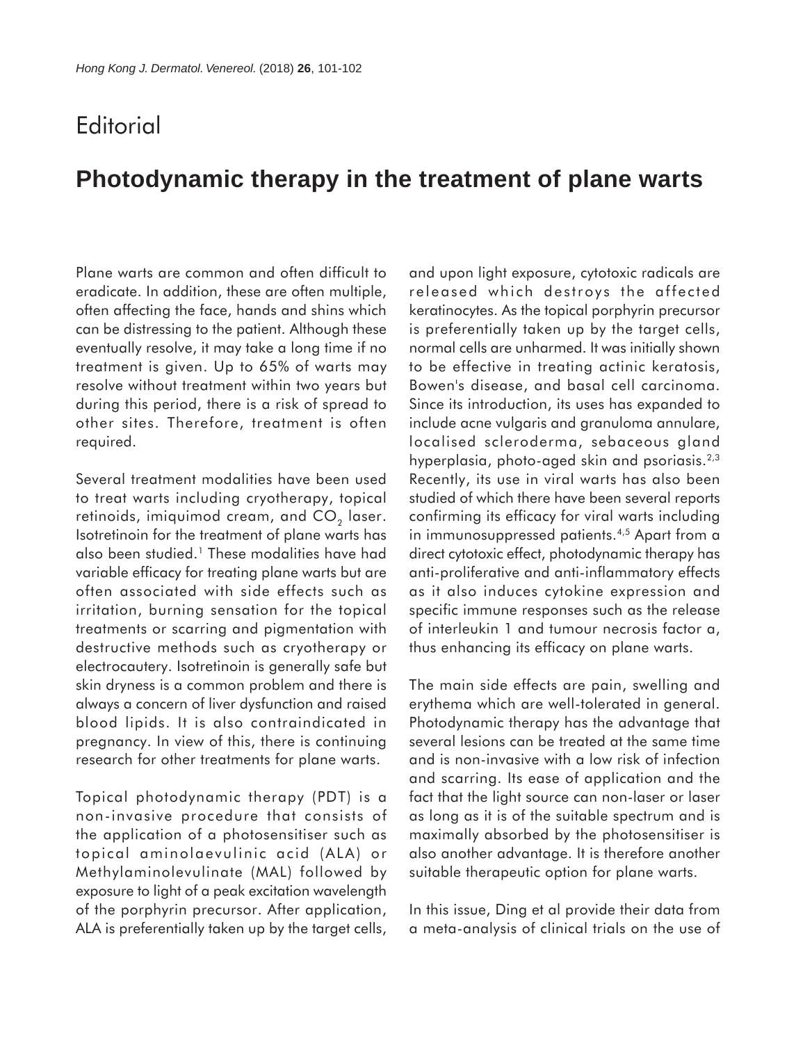# Editorial

## Photodynamic therapy in the treatment of plane warts

Plane warts are common and often difficult to eradicate. In addition, these are often multiple, often affecting the face, hands and shins which can be distressing to the patient. Although these eventually resolve, it may take a long time if no treatment is given. Up to 65% of warts may resolve without treatment within two years but during this period, there is a risk of spread to other sites. Therefore, treatment is often required.

Several treatment modalities have been used to treat warts including cryotherapy, topical retinoids, imiquimod cream, and $CO_2$ laser. Isotretinoin for the treatment of plane warts has also been studied.[1] These modalities have had variable efficacy for treating plane warts but are often associated with side effects such as irritation, burning sensation for the topical treatments or scarring and pigmentation with destructive methods such as cryotherapy or electrocautery. Isotretinoin is generally safe but skin dryness is a common problem and there is always a concern of liver dysfunction and raised blood lipids. It is also contraindicated in pregnancy. In view of this, there is continuing research for other treatments for plane warts.

Topical photodynamic therapy (PDT) is a non-invasive procedure that consists of the application of a photosensitiser such as topical aminolaevulinic acid (ALA) or Methylaminolevulinate (MAL) followed by exposure to light of a peak excitation wavelength of the porphyrin precursor. After application, ALA is preferentially taken up by the target cells, and upon light exposure, cytotoxic radicals are released which destroys the affected keratinocytes. As the topical porphyrin precursor is preferentially taken up by the target cells, normal cells are unharmed. It was initially shown to be effective in treating actinic keratosis, Bowen's disease, and basal cell carcinoma. Since its introduction, its uses has expanded to include acne vulgaris and granuloma annulare, localised scleroderma, sebaceous gland hyperplasia, photo-aged skin and psoriasis.[2,3] Recently, its use in viral warts has also been studied of which there have been several reports confirming its efficacy for viral warts including in immunosuppressed patients.[4,5] Apart from a direct cytotoxic effect, photodynamic therapy has anti-proliferative and anti-inflammatory effects as it also induces cytokine expression and specific immune responses such as the release of interleukin 1 and tumour necrosis factor a, thus enhancing its efficacy on plane warts.

The main side effects are pain, swelling and erythema which are well-tolerated in general. Photodynamic therapy has the advantage that several lesions can be treated at the same time and is non-invasive with a low risk of infection and scarring. Its ease of application and the fact that the light source can non-laser or laser as long as it is of the suitable spectrum and is maximally absorbed by the photosensitiser is also another advantage. It is therefore another suitable therapeutic option for plane warts.

In this issue, Ding et al provide their data from a meta-analysis of clinical trials on the use of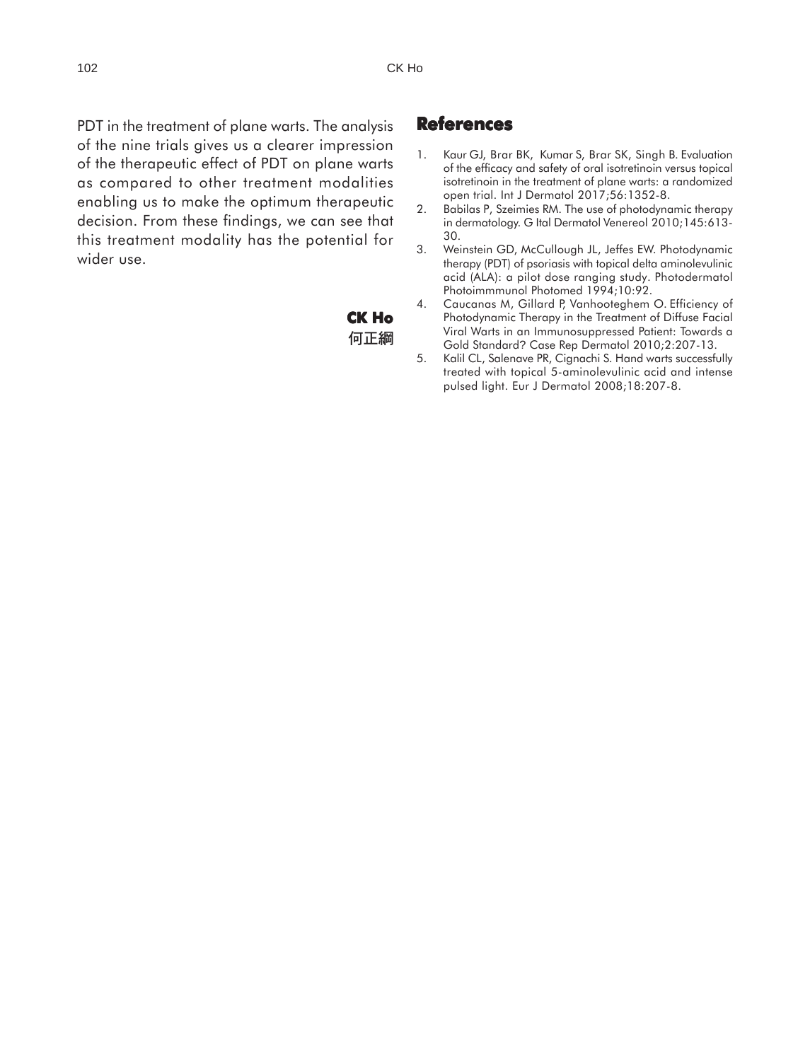PDT in the treatment of plane warts. The analysis of the nine trials gives us a clearer impression of the therapeutic effect of PDT on plane warts as compared to other treatment modalities enabling us to make the optimum therapeutic decision. From these findings, we can see that this treatment modality has the potential for wider use.

**CK Ho**
**何正綱**

## References

1. Kaur GJ, Brar BK, Kumar S, Brar SK, Singh B. Evaluation of the efficacy and safety of oral isotretinoin versus topical isotretinoin in the treatment of plane warts: a randomized open trial. Int J Dermatol 2017;56:1352-8.
2. Babilas P, Szeimies RM. The use of photodynamic therapy in dermatology. G Ital Dermatol Venereol 2010;145:613-30.
3. Weinstein GD, McCullough JL, Jeffes EW. Photodynamic therapy (PDT) of psoriasis with topical delta aminolevulinic acid (ALA): a pilot dose ranging study. Photodermatol Photoimmmunol Photomed 1994;10:92.
4. Caucanas M, Gillard P, Vanhooteghem O. Efficiency of Photodynamic Therapy in the Treatment of Diffuse Facial Viral Warts in an Immunosuppressed Patient: Towards a Gold Standard? Case Rep Dermatol 2010;2:207-13.
5. Kalil CL, Salenave PR, Cignachi S. Hand warts successfully treated with topical 5-aminolevulinic acid and intense pulsed light. Eur J Dermatol 2008;18:207-8.